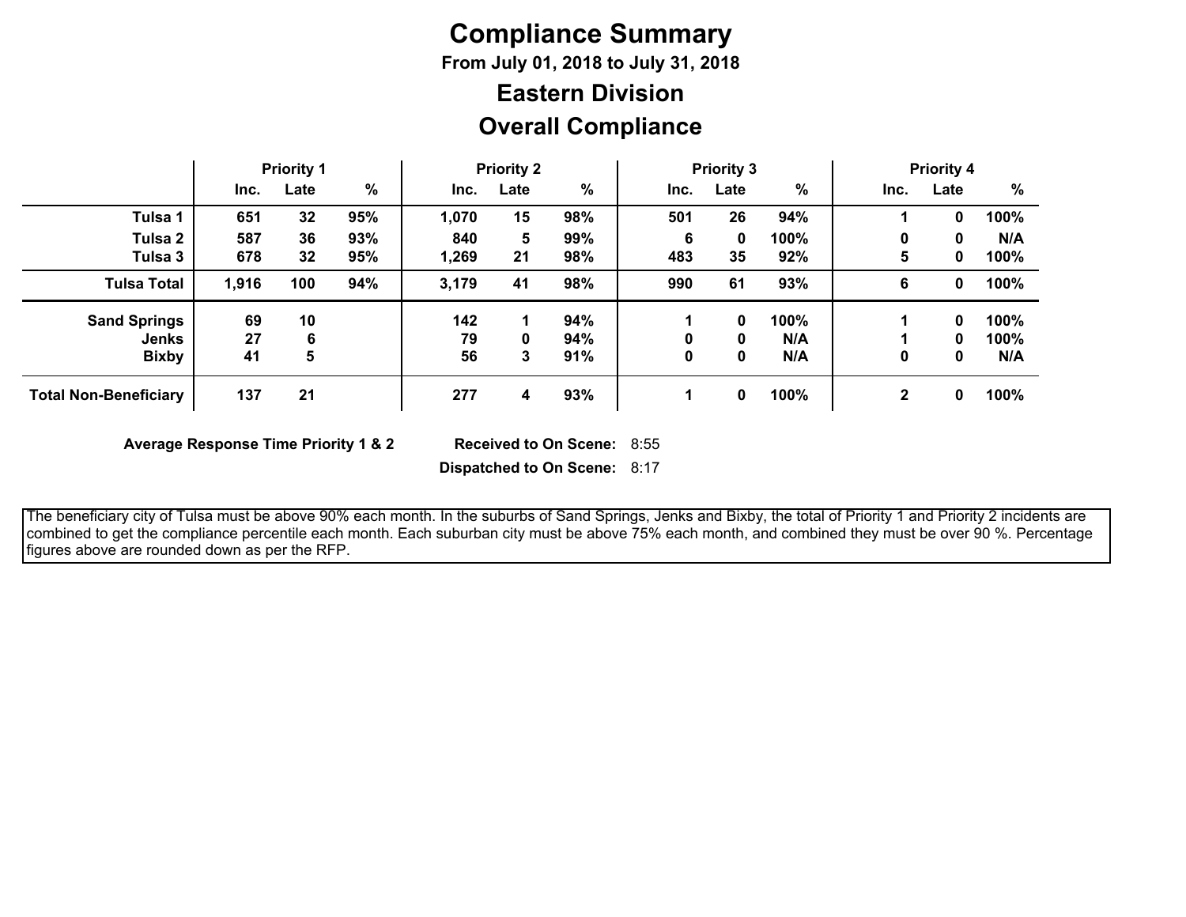# Compliance Summary

**From July 01, 2018 to July 31, 2018**

## Eastern Division

## Overall Compliance

| | Priority 1 | | | Priority 2 | | | Priority 3 | | | Priority 4 | | |
|---|---|---|---|---|---|---|---|---|---|---|---|---|
| | Inc. | Late | % | Inc. | Late | % | Inc. | Late | % | Inc. | Late | % |
| **Tulsa 1** | 651 | 32 | 95% | 1,070 | 15 | 98% | 501 | 26 | 94% | 1 | 0 | 100% |
| **Tulsa 2** | 587 | 36 | 93% | 840 | 5 | 99% | 6 | 0 | 100% | 0 | 0 | N/A |
| **Tulsa 3** | 678 | 32 | 95% | 1,269 | 21 | 98% | 483 | 35 | 92% | 5 | 0 | 100% |
| **Tulsa Total** | 1,916 | 100 | 94% | 3,179 | 41 | 98% | 990 | 61 | 93% | 6 | 0 | 100% |
| **Sand Springs** | 69 | 10 | | 142 | 1 | 94% | 1 | 0 | 100% | 1 | 0 | 100% |
| **Jenks** | 27 | 6 | | 79 | 0 | 94% | 0 | 0 | N/A | 1 | 0 | 100% |
| **Bixby** | 41 | 5 | | 56 | 3 | 91% | 0 | 0 | N/A | 0 | 0 | N/A |
| **Total Non-Beneficiary** | 137 | 21 | | 277 | 4 | 93% | 1 | 0 | 100% | 2 | 0 | 100% |

**Average Response Time Priority 1 & 2**

**Received to On Scene:** 8:55

**Dispatched to On Scene:** 8:17

The beneficiary city of Tulsa must be above 90% each month. In the suburbs of Sand Springs, Jenks and Bixby, the total of Priority 1 and Priority 2 incidents are combined to get the compliance percentile each month. Each suburban city must be above 75% each month, and combined they must be over 90 %. Percentage figures above are rounded down as per the RFP.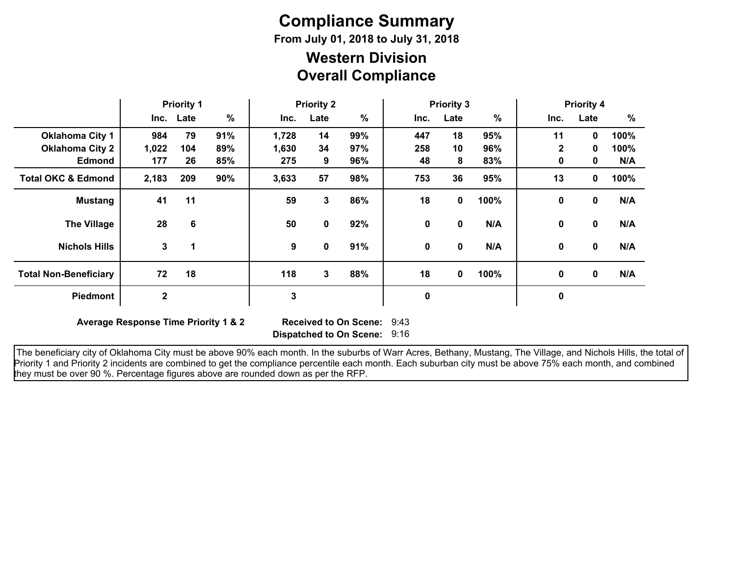# Compliance Summary

**From July 01, 2018 to July 31, 2018**

## Western Division

## Overall Compliance

| | Priority 1 | | | Priority 2 | | | Priority 3 | | | Priority 4 | | |
|---|---|---|---|---|---|---|---|---|---|---|---|---|
| | Inc. | Late | % | Inc. | Late | % | Inc. | Late | % | Inc. | Late | % |
| **Oklahoma City 1** | 984 | 79 | 91% | 1,728 | 14 | 99% | 447 | 18 | 95% | 11 | 0 | 100% |
| **Oklahoma City 2** | 1,022 | 104 | 89% | 1,630 | 34 | 97% | 258 | 10 | 96% | 2 | 0 | 100% |
| **Edmond** | 177 | 26 | 85% | 275 | 9 | 96% | 48 | 8 | 83% | 0 | 0 | N/A |
| **Total OKC & Edmond** | 2,183 | 209 | 90% | 3,633 | 57 | 98% | 753 | 36 | 95% | 13 | 0 | 100% |
| **Mustang** | 41 | 11 | | 59 | 3 | 86% | 18 | 0 | 100% | 0 | 0 | N/A |
| **The Village** | 28 | 6 | | 50 | 0 | 92% | 0 | 0 | N/A | 0 | 0 | N/A |
| **Nichols Hills** | 3 | 1 | | 9 | 0 | 91% | 0 | 0 | N/A | 0 | 0 | N/A |
| **Total Non-Beneficiary** | 72 | 18 | | 118 | 3 | 88% | 18 | 0 | 100% | 0 | 0 | N/A |
| **Piedmont** | 2 | | | 3 | | | 0 | | | 0 | | |

**Average Response Time Priority 1 & 2** **Received to On Scene:** 9:43

**Dispatched to On Scene:** 9:16

The beneficiary city of Oklahoma City must be above 90% each month. In the suburbs of Warr Acres, Bethany, Mustang, The Village, and Nichols Hills, the total of Priority 1 and Priority 2 incidents are combined to get the compliance percentile each month. Each suburban city must be above 75% each month, and combined they must be over 90 %. Percentage figures above are rounded down as per the RFP.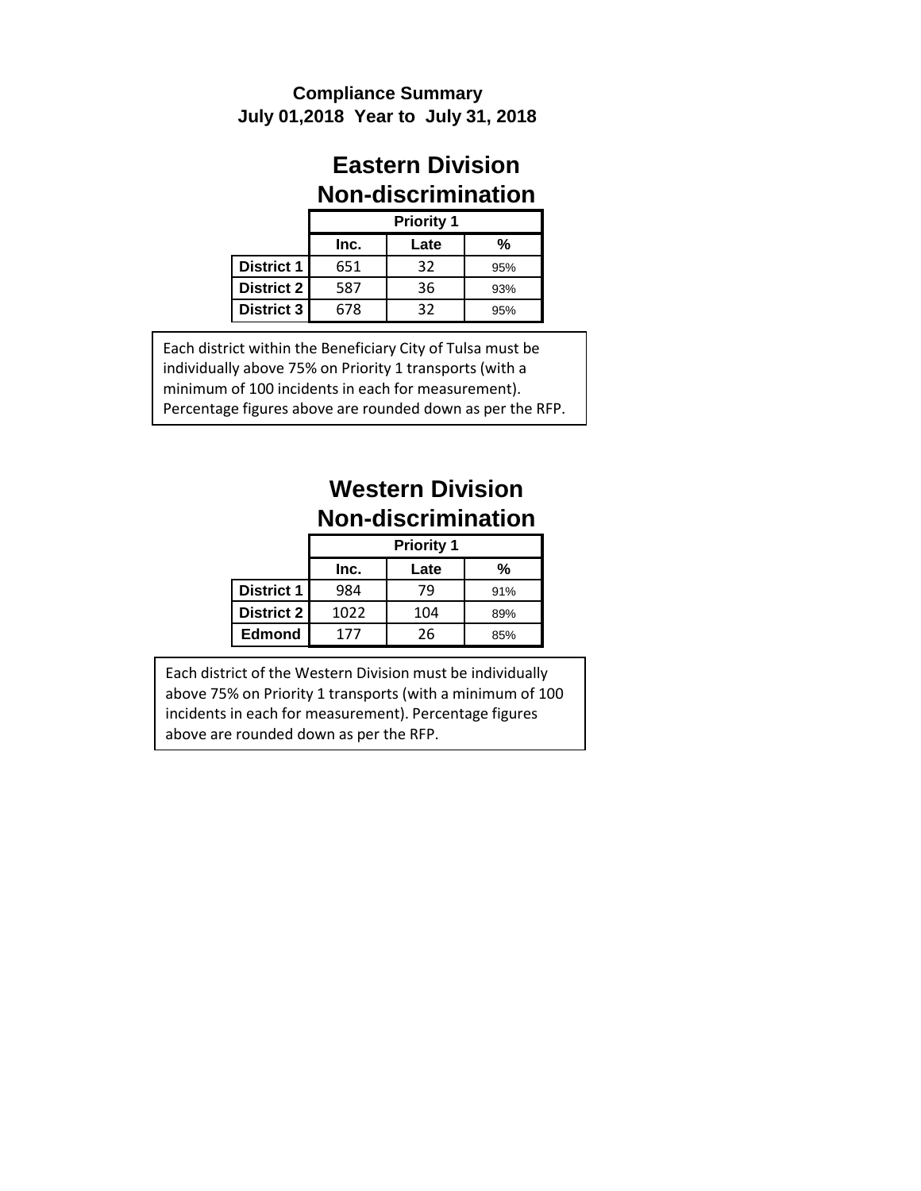**Compliance Summary**
**July 01,2018 Year to July 31, 2018**

## Eastern Division Non-discrimination

| | Priority 1 | | |
|---|---|---|---|
| | **Inc.** | **Late** | **%** |
| **District 1** | 651 | 32 | 95% |
| **District 2** | 587 | 36 | 93% |
| **District 3** | 678 | 32 | 95% |

Each district within the Beneficiary City of Tulsa must be individually above 75% on Priority 1 transports (with a minimum of 100 incidents in each for measurement). Percentage figures above are rounded down as per the RFP.

## Western Division Non-discrimination

| | Priority 1 | | |
|---|---|---|---|
| | **Inc.** | **Late** | **%** |
| **District 1** | 984 | 79 | 91% |
| **District 2** | 1022 | 104 | 89% |
| **Edmond** | 177 | 26 | 85% |

Each district of the Western Division must be individually above 75% on Priority 1 transports (with a minimum of 100 incidents in each for measurement). Percentage figures above are rounded down as per the RFP.